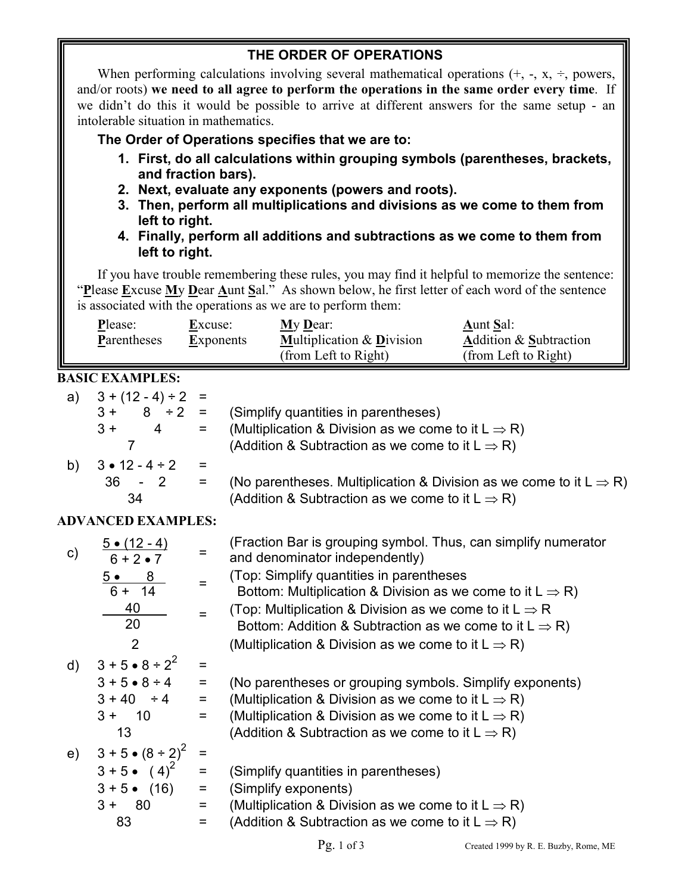## THE ORDER OF OPERATIONS

When performing calculations involving several mathematical operations (+, -, x, ÷, powers, and/or roots) **we need to all agree to perform the operations in the same order every time**. If we didn't do this it would be possible to arrive at different answers for the same setup - an intolerable situation in mathematics.

**The Order of Operations specifies that we are to:**

1. **First, do all calculations within grouping symbols (parentheses, brackets, and fraction bars).**
2. **Next, evaluate any exponents (powers and roots).**
3. **Then, perform all multiplications and divisions as we come to them from left to right.**
4. **Finally, perform all additions and subtractions as we come to them from left to right.**

If you have trouble remembering these rules, you may find it helpful to memorize the sentence: "**P**lease **E**xcuse **M**y **D**ear **A**unt **S**al." As shown below, he first letter of each word of the sentence is associated with the operations as we are to perform them:

| **P**lease: | **E**xcuse: | **M**y **D**ear: | **A**unt **S**al: |
|---|---|---|---|
| **P**arentheses | **E**xponents | **M**ultiplication & **D**ivision (from Left to Right) | **A**ddition & **S**ubtraction (from Left to Right) |

### BASIC EXAMPLES:

a) $3 + (12 - 4) \div 2 =$

$3 + \quad 8 \quad \div 2 =$ (Simplify quantities in parentheses)

$3 + \quad 4 =$ (Multiplication & Division as we come to it L ⇒ R)

$7$ (Addition & Subtraction as we come to it L ⇒ R)

b) $3 \bullet 12 - 4 \div 2 =$

$36 - 2 =$ (No parentheses. Multiplication & Division as we come to it L ⇒ R)

$34$ (Addition & Subtraction as we come to it L ⇒ R)

### ADVANCED EXAMPLES:

c) $\dfrac{5 \bullet (12 - 4)}{6 + 2 \bullet 7} =$ (Fraction Bar is grouping symbol. Thus, can simplify numerator and denominator independently)

$\dfrac{5 \bullet \quad 8}{6 + \quad 14} =$ (Top: Simplify quantities in parentheses
Bottom: Multiplication & Division as we come to it L ⇒ R)

$\dfrac{40}{20} =$ (Top: Multiplication & Division as we come to it L ⇒ R
Bottom: Addition & Subtraction as we come to it L ⇒ R)

$2$ (Multiplication & Division as we come to it L ⇒ R)

d) $3 + 5 \bullet 8 \div 2^2 =$

$3 + 5 \bullet 8 \div 4 =$ (No parentheses or grouping symbols. Simplify exponents)

$3 + 40 \quad \div 4 =$ (Multiplication & Division as we come to it L ⇒ R)

$3 + \quad 10 =$ (Multiplication & Division as we come to it L ⇒ R)

$13$ (Addition & Subtraction as we come to it L ⇒ R)

e) $3 + 5 \bullet (8 \div 2)^2 =$

$3 + 5 \bullet \ (4)^2 =$ (Simplify quantities in parentheses)

$3 + 5 \bullet \ (16) =$ (Simplify exponents)

$3 + \quad 80 =$ (Multiplication & Division as we come to it L ⇒ R)

$83 =$ (Addition & Subtraction as we come to it L ⇒ R)

Created 1999 by R. E. Buzby, Rome, ME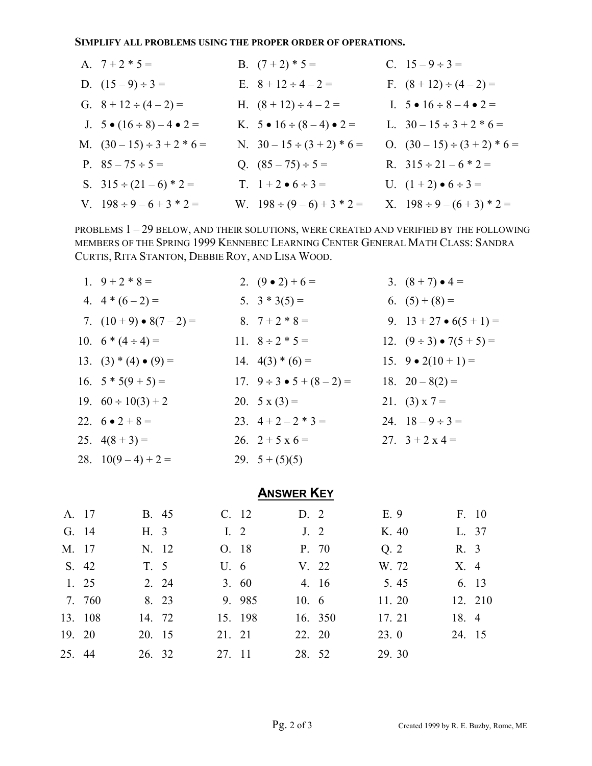**SIMPLIFY ALL PROBLEMS USING THE PROPER ORDER OF OPERATIONS.**

A. $7 + 2 * 5 =$

B. $(7 + 2) * 5 =$

C. $15 – 9 \div 3 =$

D. $(15 – 9) \div 3 =$

E. $8 + 12 \div 4 – 2 =$

F. $(8 + 12) \div (4 – 2) =$

G. $8 + 12 \div (4 – 2) =$

H. $(8 + 12) \div 4 – 2 =$

I. $5 \bullet 16 \div 8 – 4 \bullet 2 =$

J. $5 \bullet (16 \div 8) – 4 \bullet 2 =$

K. $5 \bullet 16 \div (8 – 4) \bullet 2 =$

L. $30 – 15 \div 3 + 2 * 6 =$

M. $(30 – 15) \div 3 + 2 * 6 =$

N. $30 – 15 \div (3 + 2) * 6 =$

O. $(30 – 15) \div (3 + 2) * 6 =$

P. $85 – 75 \div 5 =$

Q. $(85 – 75) \div 5 =$

R. $315 \div 21 – 6 * 2 =$

S. $315 \div (21 – 6) * 2 =$

T. $1 + 2 \bullet 6 \div 3 =$

U. $(1 + 2) \bullet 6 \div 3 =$

V. $198 \div 9 – 6 + 3 * 2 =$

W. $198 \div (9 – 6) + 3 * 2 =$

X. $198 \div 9 – (6 + 3) * 2 =$

PROBLEMS 1 – 29 BELOW, AND THEIR SOLUTIONS, WERE CREATED AND VERIFIED BY THE FOLLOWING MEMBERS OF THE SPRING 1999 KENNEBEC LEARNING CENTER GENERAL MATH CLASS: SANDRA CURTIS, RITA STANTON, DEBBIE ROY, AND LISA WOOD.

1. $9 + 2 * 8 =$
2. $(9 \bullet 2) + 6 =$
3. $(8 + 7) \bullet 4 =$
4. $4 * (6 – 2) =$
5. $3 * 3(5) =$
6. $(5) + (8) =$
7. $(10 + 9) \bullet 8(7 – 2) =$
8. $7 + 2 * 8 =$
9. $13 + 27 \bullet 6(5 + 1) =$
10. $6 * (4 \div 4) =$
11. $8 \div 2 * 5 =$
12. $(9 \div 3) \bullet 7(5 + 5) =$
13. $(3) * (4) \bullet (9) =$
14. $4(3) * (6) =$
15. $9 \bullet 2(10 + 1) =$
16. $5 * 5(9 + 5) =$
17. $9 \div 3 \bullet 5 + (8 – 2) =$
18. $20 – 8(2) =$
19. $60 \div 10(3) + 2$
20. $5 \text{ x } (3) =$
21. $(3) \text{ x } 7 =$
22. $6 \bullet 2 + 8 =$
23. $4 + 2 – 2 * 3 =$
24. $18 – 9 \div 3 =$
25. $4(8 + 3) =$
26. $2 + 5 \text{ x } 6 =$
27. $3 + 2 \text{ x } 4 =$
28. $10(9 – 4) + 2 =$
29. $5 + (5)(5)$

## ANSWER KEY

| | | | | | |
|---|---|---|---|---|---|
| A. 17 | B. 45 | C. 12 | D. 2 | E. 9 | F. 10 |
| G. 14 | H. 3 | I. 2 | J. 2 | K. 40 | L. 37 |
| M. 17 | N. 12 | O. 18 | P. 70 | Q. 2 | R. 3 |
| S. 42 | T. 5 | U. 6 | V. 22 | W. 72 | X. 4 |
| 1. 25 | 2. 24 | 3. 60 | 4. 16 | 5. 45 | 6. 13 |
| 7. 760 | 8. 23 | 9. 985 | 10. 6 | 11. 20 | 12. 210 |
| 13. 108 | 14. 72 | 15. 198 | 16. 350 | 17. 21 | 18. 4 |
| 19. 20 | 20. 15 | 21. 21 | 22. 20 | 23. 0 | 24. 15 |
| 25. 44 | 26. 32 | 27. 11 | 28. 52 | 29. 30 | |

Created 1999 by R. E. Buzby, Rome, ME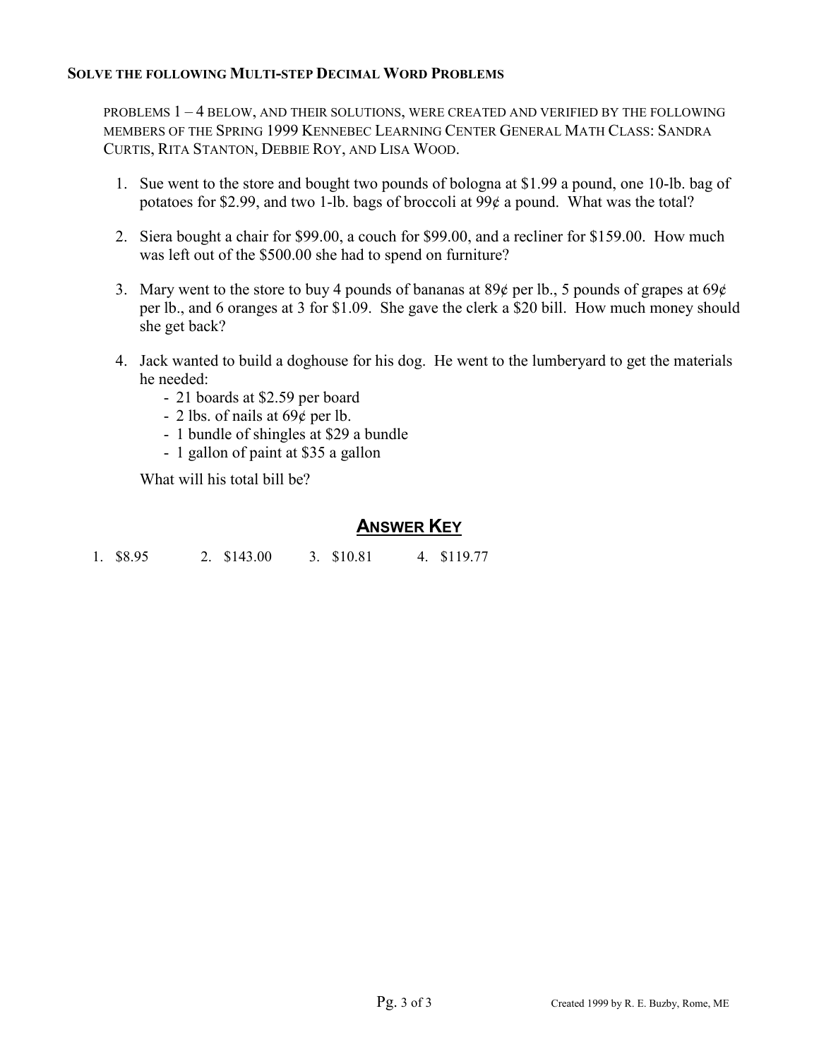**Solve the following Multi-step Decimal Word Problems**

Problems 1 – 4 below, and their solutions, were created and verified by the following members of the Spring 1999 Kennebec Learning Center General Math Class: Sandra Curtis, Rita Stanton, Debbie Roy, and Lisa Wood.

1. Sue went to the store and bought two pounds of bologna at $1.99 a pound, one 10-lb. bag of potatoes for $2.99, and two 1-lb. bags of broccoli at 99¢ a pound. What was the total?

2. Siera bought a chair for $99.00, a couch for $99.00, and a recliner for $159.00. How much was left out of the $500.00 she had to spend on furniture?

3. Mary went to the store to buy 4 pounds of bananas at 89¢ per lb., 5 pounds of grapes at 69¢ per lb., and 6 oranges at 3 for $1.09. She gave the clerk a $20 bill. How much money should she get back?

4. Jack wanted to build a doghouse for his dog. He went to the lumberyard to get the materials he needed:
   - 21 boards at $2.59 per board
   - 2 lbs. of nails at 69¢ per lb.
   - 1 bundle of shingles at $29 a bundle
   - 1 gallon of paint at $35 a gallon

   What will his total bill be?

## Answer Key

1. $8.95 2. $143.00 3. $10.81 4. $119.77

Created 1999 by R. E. Buzby, Rome, ME